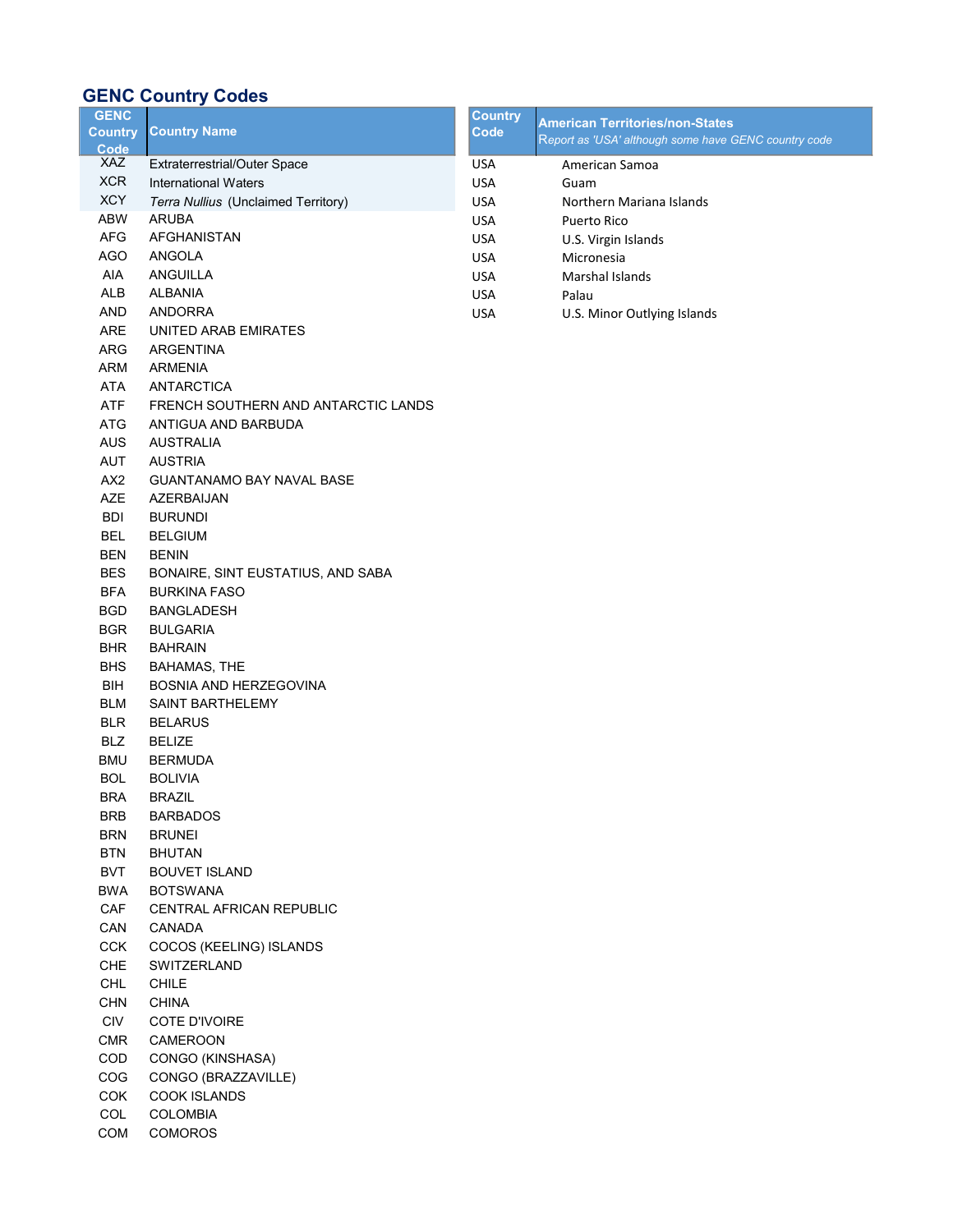# GENC Country Codes

| GENC Country Code | Country Name |
|---|---|
| XAZ | Extraterrestrial/Outer Space |
| XCR | International Waters |
| XCY | *Terra Nullius* (Unclaimed Territory) |
| ABW | ARUBA |
| AFG | AFGHANISTAN |
| AGO | ANGOLA |
| AIA | ANGUILLA |
| ALB | ALBANIA |
| AND | ANDORRA |
| ARE | UNITED ARAB EMIRATES |
| ARG | ARGENTINA |
| ARM | ARMENIA |
| ATA | ANTARCTICA |
| ATF | FRENCH SOUTHERN AND ANTARCTIC LANDS |
| ATG | ANTIGUA AND BARBUDA |
| AUS | AUSTRALIA |
| AUT | AUSTRIA |
| AX2 | GUANTANAMO BAY NAVAL BASE |
| AZE | AZERBAIJAN |
| BDI | BURUNDI |
| BEL | BELGIUM |
| BEN | BENIN |
| BES | BONAIRE, SINT EUSTATIUS, AND SABA |
| BFA | BURKINA FASO |
| BGD | BANGLADESH |
| BGR | BULGARIA |
| BHR | BAHRAIN |
| BHS | BAHAMAS, THE |
| BIH | BOSNIA AND HERZEGOVINA |
| BLM | SAINT BARTHELEMY |
| BLR | BELARUS |
| BLZ | BELIZE |
| BMU | BERMUDA |
| BOL | BOLIVIA |
| BRA | BRAZIL |
| BRB | BARBADOS |
| BRN | BRUNEI |
| BTN | BHUTAN |
| BVT | BOUVET ISLAND |
| BWA | BOTSWANA |
| CAF | CENTRAL AFRICAN REPUBLIC |
| CAN | CANADA |
| CCK | COCOS (KEELING) ISLANDS |
| CHE | SWITZERLAND |
| CHL | CHILE |
| CHN | CHINA |
| CIV | COTE D'IVOIRE |
| CMR | CAMEROON |
| COD | CONGO (KINSHASA) |
| COG | CONGO (BRAZZAVILLE) |
| COK | COOK ISLANDS |
| COL | COLOMBIA |
| COM | COMOROS |

| Country Code | American Territories/non-States<br>*Report as 'USA' although some have GENC country code* |
|---|---|
| USA | American Samoa |
| USA | Guam |
| USA | Northern Mariana Islands |
| USA | Puerto Rico |
| USA | U.S. Virgin Islands |
| USA | Micronesia |
| USA | Marshal Islands |
| USA | Palau |
| USA | U.S. Minor Outlying Islands |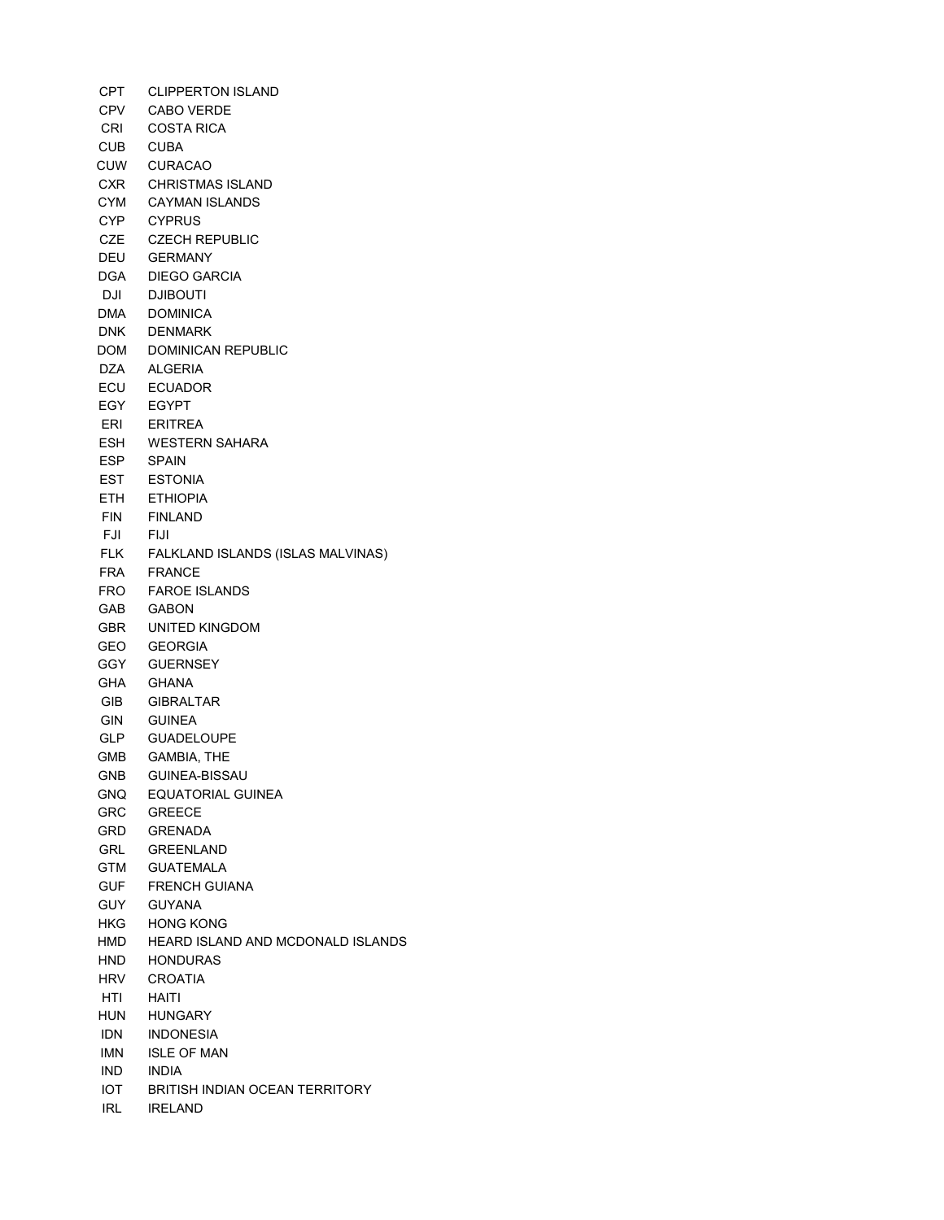| | |
|---|---|
| CPT | CLIPPERTON ISLAND |
| CPV | CABO VERDE |
| CRI | COSTA RICA |
| CUB | CUBA |
| CUW | CURACAO |
| CXR | CHRISTMAS ISLAND |
| CYM | CAYMAN ISLANDS |
| CYP | CYPRUS |
| CZE | CZECH REPUBLIC |
| DEU | GERMANY |
| DGA | DIEGO GARCIA |
| DJI | DJIBOUTI |
| DMA | DOMINICA |
| DNK | DENMARK |
| DOM | DOMINICAN REPUBLIC |
| DZA | ALGERIA |
| ECU | ECUADOR |
| EGY | EGYPT |
| ERI | ERITREA |
| ESH | WESTERN SAHARA |
| ESP | SPAIN |
| EST | ESTONIA |
| ETH | ETHIOPIA |
| FIN | FINLAND |
| FJI | FIJI |
| FLK | FALKLAND ISLANDS (ISLAS MALVINAS) |
| FRA | FRANCE |
| FRO | FAROE ISLANDS |
| GAB | GABON |
| GBR | UNITED KINGDOM |
| GEO | GEORGIA |
| GGY | GUERNSEY |
| GHA | GHANA |
| GIB | GIBRALTAR |
| GIN | GUINEA |
| GLP | GUADELOUPE |
| GMB | GAMBIA, THE |
| GNB | GUINEA-BISSAU |
| GNQ | EQUATORIAL GUINEA |
| GRC | GREECE |
| GRD | GRENADA |
| GRL | GREENLAND |
| GTM | GUATEMALA |
| GUF | FRENCH GUIANA |
| GUY | GUYANA |
| HKG | HONG KONG |
| HMD | HEARD ISLAND AND MCDONALD ISLANDS |
| HND | HONDURAS |
| HRV | CROATIA |
| HTI | HAITI |
| HUN | HUNGARY |
| IDN | INDONESIA |
| IMN | ISLE OF MAN |
| IND | INDIA |
| IOT | BRITISH INDIAN OCEAN TERRITORY |
| IRL | IRELAND |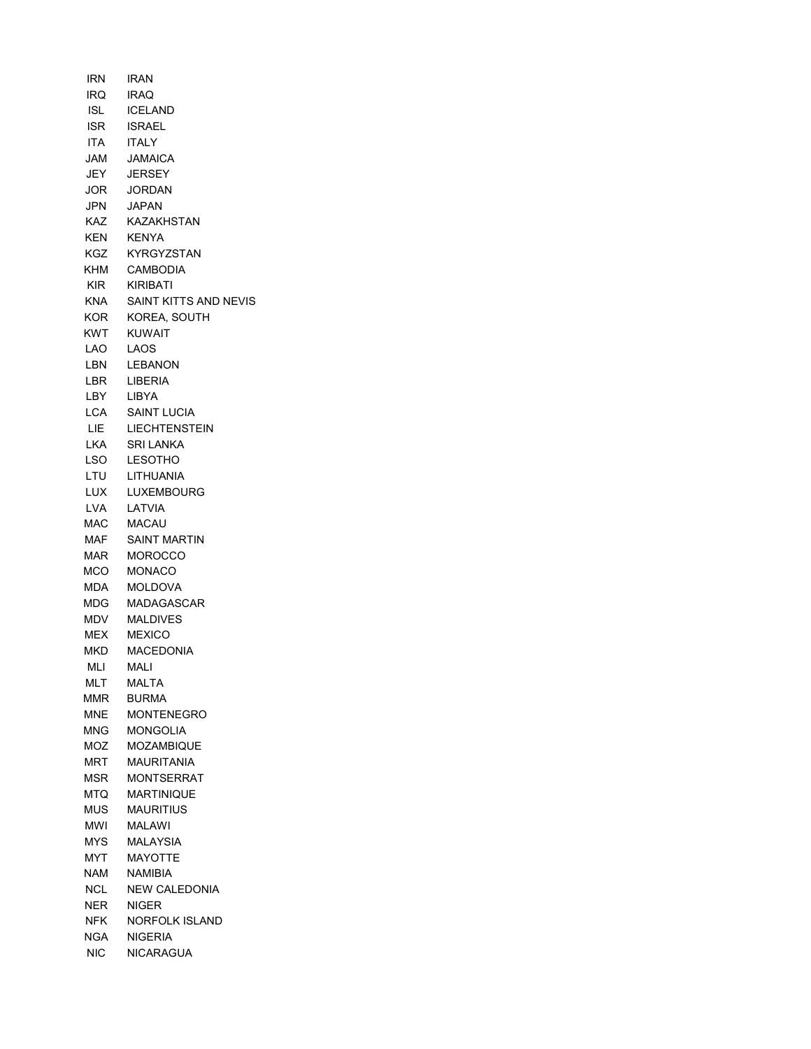| | |
|---|---|
| IRN | IRAN |
| IRQ | IRAQ |
| ISL | ICELAND |
| ISR | ISRAEL |
| ITA | ITALY |
| JAM | JAMAICA |
| JEY | JERSEY |
| JOR | JORDAN |
| JPN | JAPAN |
| KAZ | KAZAKHSTAN |
| KEN | KENYA |
| KGZ | KYRGYZSTAN |
| KHM | CAMBODIA |
| KIR | KIRIBATI |
| KNA | SAINT KITTS AND NEVIS |
| KOR | KOREA, SOUTH |
| KWT | KUWAIT |
| LAO | LAOS |
| LBN | LEBANON |
| LBR | LIBERIA |
| LBY | LIBYA |
| LCA | SAINT LUCIA |
| LIE | LIECHTENSTEIN |
| LKA | SRI LANKA |
| LSO | LESOTHO |
| LTU | LITHUANIA |
| LUX | LUXEMBOURG |
| LVA | LATVIA |
| MAC | MACAU |
| MAF | SAINT MARTIN |
| MAR | MOROCCO |
| MCO | MONACO |
| MDA | MOLDOVA |
| MDG | MADAGASCAR |
| MDV | MALDIVES |
| MEX | MEXICO |
| MKD | MACEDONIA |
| MLI | MALI |
| MLT | MALTA |
| MMR | BURMA |
| MNE | MONTENEGRO |
| MNG | MONGOLIA |
| MOZ | MOZAMBIQUE |
| MRT | MAURITANIA |
| MSR | MONTSERRAT |
| MTQ | MARTINIQUE |
| MUS | MAURITIUS |
| MWI | MALAWI |
| MYS | MALAYSIA |
| MYT | MAYOTTE |
| NAM | NAMIBIA |
| NCL | NEW CALEDONIA |
| NER | NIGER |
| NFK | NORFOLK ISLAND |
| NGA | NIGERIA |
| NIC | NICARAGUA |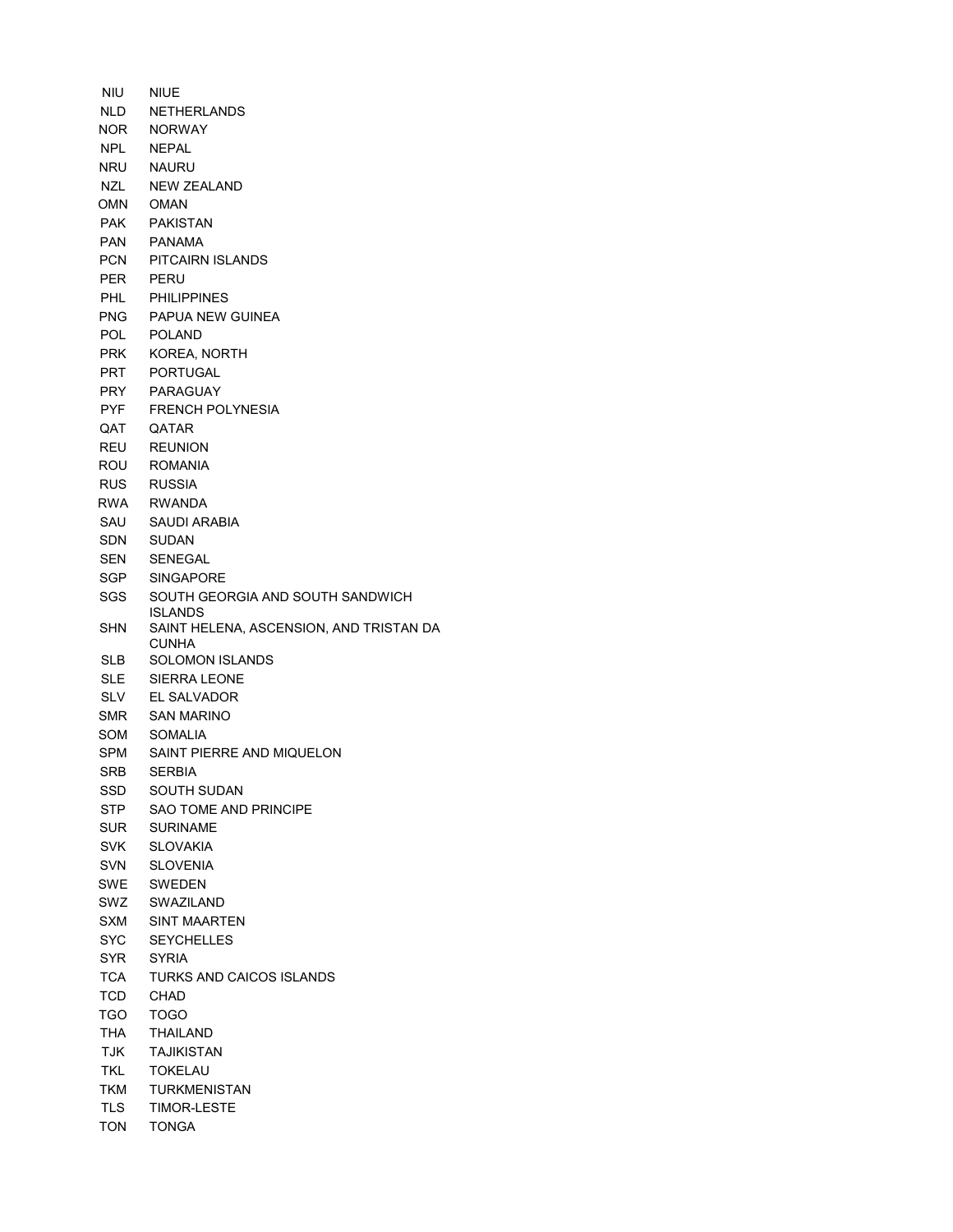| | |
|---|---|
| NIU | NIUE |
| NLD | NETHERLANDS |
| NOR | NORWAY |
| NPL | NEPAL |
| NRU | NAURU |
| NZL | NEW ZEALAND |
| OMN | OMAN |
| PAK | PAKISTAN |
| PAN | PANAMA |
| PCN | PITCAIRN ISLANDS |
| PER | PERU |
| PHL | PHILIPPINES |
| PNG | PAPUA NEW GUINEA |
| POL | POLAND |
| PRK | KOREA, NORTH |
| PRT | PORTUGAL |
| PRY | PARAGUAY |
| PYF | FRENCH POLYNESIA |
| QAT | QATAR |
| REU | REUNION |
| ROU | ROMANIA |
| RUS | RUSSIA |
| RWA | RWANDA |
| SAU | SAUDI ARABIA |
| SDN | SUDAN |
| SEN | SENEGAL |
| SGP | SINGAPORE |
| SGS | SOUTH GEORGIA AND SOUTH SANDWICH ISLANDS |
| SHN | SAINT HELENA, ASCENSION, AND TRISTAN DA CUNHA |
| SLB | SOLOMON ISLANDS |
| SLE | SIERRA LEONE |
| SLV | EL SALVADOR |
| SMR | SAN MARINO |
| SOM | SOMALIA |
| SPM | SAINT PIERRE AND MIQUELON |
| SRB | SERBIA |
| SSD | SOUTH SUDAN |
| STP | SAO TOME AND PRINCIPE |
| SUR | SURINAME |
| SVK | SLOVAKIA |
| SVN | SLOVENIA |
| SWE | SWEDEN |
| SWZ | SWAZILAND |
| SXM | SINT MAARTEN |
| SYC | SEYCHELLES |
| SYR | SYRIA |
| TCA | TURKS AND CAICOS ISLANDS |
| TCD | CHAD |
| TGO | TOGO |
| THA | THAILAND |
| TJK | TAJIKISTAN |
| TKL | TOKELAU |
| TKM | TURKMENISTAN |
| TLS | TIMOR-LESTE |
| TON | TONGA |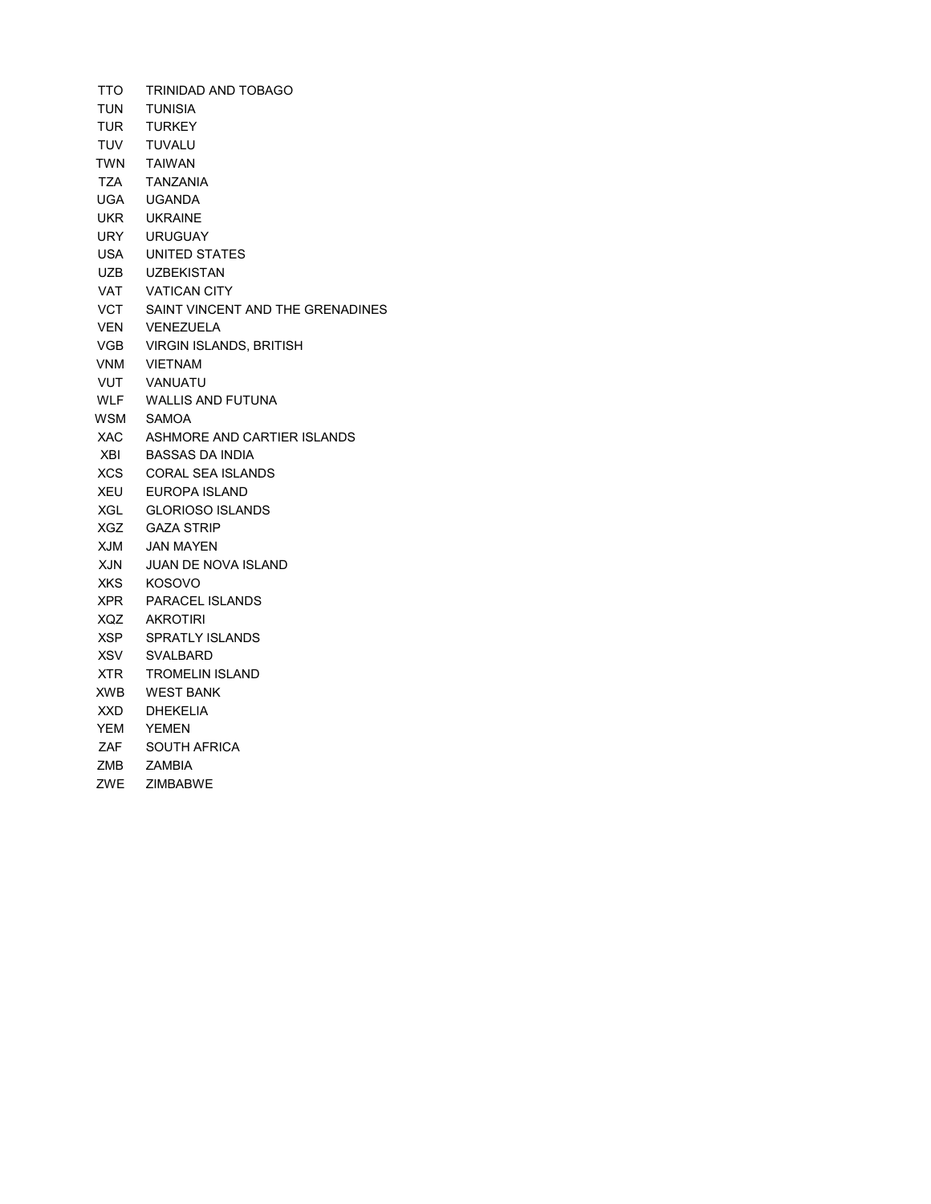| | |
|---|---|
| TTO | TRINIDAD AND TOBAGO |
| TUN | TUNISIA |
| TUR | TURKEY |
| TUV | TUVALU |
| TWN | TAIWAN |
| TZA | TANZANIA |
| UGA | UGANDA |
| UKR | UKRAINE |
| URY | URUGUAY |
| USA | UNITED STATES |
| UZB | UZBEKISTAN |
| VAT | VATICAN CITY |
| VCT | SAINT VINCENT AND THE GRENADINES |
| VEN | VENEZUELA |
| VGB | VIRGIN ISLANDS, BRITISH |
| VNM | VIETNAM |
| VUT | VANUATU |
| WLF | WALLIS AND FUTUNA |
| WSM | SAMOA |
| XAC | ASHMORE AND CARTIER ISLANDS |
| XBI | BASSAS DA INDIA |
| XCS | CORAL SEA ISLANDS |
| XEU | EUROPA ISLAND |
| XGL | GLORIOSO ISLANDS |
| XGZ | GAZA STRIP |
| XJM | JAN MAYEN |
| XJN | JUAN DE NOVA ISLAND |
| XKS | KOSOVO |
| XPR | PARACEL ISLANDS |
| XQZ | AKROTIRI |
| XSP | SPRATLY ISLANDS |
| XSV | SVALBARD |
| XTR | TROMELIN ISLAND |
| XWB | WEST BANK |
| XXD | DHEKELIA |
| YEM | YEMEN |
| ZAF | SOUTH AFRICA |
| ZMB | ZAMBIA |
| ZWE | ZIMBABWE |